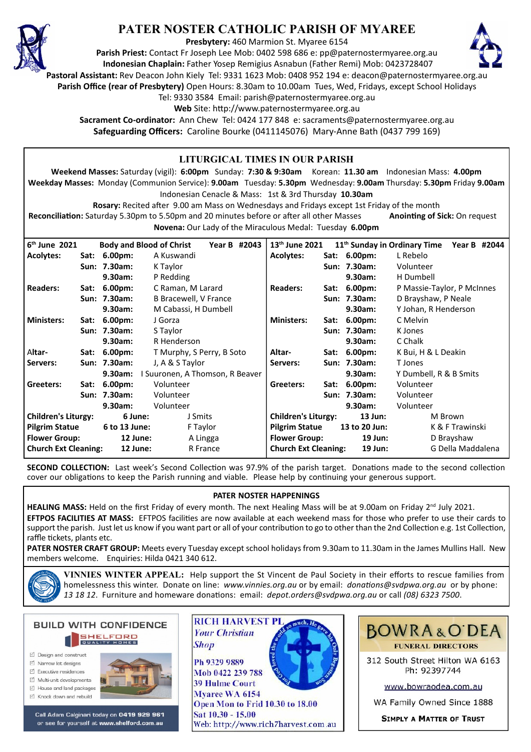# PATER NOSTER CATHOLIC PARISH OF MYAREE

**Presbytery:** 460 Marmion St. Myaree 6154
**Parish Priest:** Contact Fr Joseph Lee Mob: 0402 598 686 e: pp@paternostermyaree.org.au
**Indonesian Chaplain:** Father Yosep Remigius Asnabun (Father Remi) Mob: 0423728407
**Pastoral Assistant:** Rev Deacon John Kiely Tel: 9331 1623 Mob: 0408 952 194 e: deacon@paternostermyaree.org.au
**Parish Office (rear of Presbytery)** Open Hours: 8.30am to 10.00am Tues, Wed, Fridays, except School Holidays
Tel: 9330 3584 Email: parish@paternostermyaree.org.au
**Web** Site: http://www.paternostermyaree.org.au
**Sacrament Co-ordinator:** Ann Chew Tel: 0424 177 848 e: sacraments@paternostermyaree.org.au
**Safeguarding Officers:** Caroline Bourke (0411145076) Mary-Anne Bath (0437 799 169)

## LITURGICAL TIMES IN OUR PARISH

**Weekend Masses:** Saturday (vigil): **6:00pm** Sunday: **7:30 & 9:30am** Korean: **11.30 am** Indonesian Mass: **4.00pm**
**Weekday Masses:** Monday (Communion Service): **9.00am** Tuesday: **5.30pm** Wednesday: **9.00am** Thursday: **5.30pm** Friday **9.00am**
Indonesian Cenacle & Mass: 1st & 3rd Thursday **10.30am**
**Rosary:** Recited after 9.00 am Mass on Wednesdays and Fridays except 1st Friday of the month
**Reconciliation:** Saturday 5.30pm to 5.50pm and 20 minutes before or after all other Masses **Anointing of Sick:** On request
**Novena:** Our Lady of the Miraculous Medal: Tuesday **6.00pm**

| 6th June 2021 | | Body and Blood of Christ Year B #2043 | 13th June 2021 | | 11th Sunday in Ordinary Time Year B #2044 |
|---|---|---|---|---|---|
| **Acolytes:** | **Sat: 6.00pm:** | A Kuswandi | **Acolytes:** | **Sat: 6.00pm:** | L Rebelo |
| | **Sun: 7.30am:** | K Taylor | | **Sun: 7.30am:** | Volunteer |
| | **9.30am:** | P Redding | | **9.30am:** | H Dumbell |
| **Readers:** | **Sat: 6.00pm:** | C Raman, M Larard | **Readers:** | **Sat: 6.00pm:** | P Massie-Taylor, P McInnes |
| | **Sun: 7.30am:** | B Bracewell, V France | | **Sun: 7.30am:** | D Brayshaw, P Neale |
| | **9.30am:** | M Cabassi, H Dumbell | | **9.30am:** | Y Johan, R Henderson |
| **Ministers:** | **Sat: 6.00pm:** | J Gorza | **Ministers:** | **Sat: 6.00pm:** | C Melvin |
| | **Sun: 7.30am:** | S Taylor | | **Sun: 7.30am:** | K Jones |
| | **9.30am:** | R Henderson | | **9.30am:** | C Chalk |
| **Altar-Servers:** | **Sat: 6.00pm:** | T Murphy, S Perry, B Soto | **Altar-Servers:** | **Sat: 6.00pm:** | K Bui, H & L Deakin |
| | **Sun: 7.30am:** | J, A & S Taylor | | **Sun: 7.30am:** | T Jones |
| | **9.30am:** | I Suuronen, A Thomson, R Beaver | | **9.30am:** | Y Dumbell, R & B Smits |
| **Greeters:** | **Sat: 6.00pm:** | Volunteer | **Greeters:** | **Sat: 6.00pm:** | Volunteer |
| | **Sun: 7.30am:** | Volunteer | | **Sun: 7.30am:** | Volunteer |
| | **9.30am:** | Volunteer | | **9.30am:** | Volunteer |
| **Children's Liturgy:** | **6 June:** | J Smits | **Children's Liturgy:** | **13 Jun:** | M Brown |
| **Pilgrim Statue** | **6 to 13 June:** | F Taylor | **Pilgrim Statue** | **13 to 20 Jun:** | K & F Trawinski |
| **Flower Group:** | **12 June:** | A Lingga | **Flower Group:** | **19 Jun:** | D Brayshaw |
| **Church Ext Cleaning:** | **12 June:** | R France | **Church Ext Cleaning:** | **19 Jun:** | G Della Maddalena |

**SECOND COLLECTION:** Last week's Second Collection was 97.9% of the parish target. Donations made to the second collection cover our obligations to keep the Parish running and viable. Please help by continuing your generous support.

## PATER NOSTER HAPPENINGS

**HEALING MASS:** Held on the first Friday of every month. The next Healing Mass will be at 9.00am on Friday 2nd July 2021.

**EFTPOS FACILITIES AT MASS:** EFTPOS facilities are now available at each weekend mass for those who prefer to use their cards to support the parish. Just let us know if you want part or all of your contribution to go to other than the 2nd Collection e.g. 1st Collection, raffle tickets, plants etc.

**PATER NOSTER CRAFT GROUP:** Meets every Tuesday except school holidays from 9.30am to 11.30am in the James Mullins Hall. New members welcome. Enquiries: Hilda 0421 340 612.

**VINNIES WINTER APPEAL:** Help support the St Vincent de Paul Society in their efforts to rescue families from homelessness this winter. Donate on line: *www.vinnies.org.au* or by email: *donations@svdpwa.org.au* or by phone: *13 18 12*. Furniture and homeware donations: email: *depot.orders@svdpwa.org.au* or call *(08) 6323 7500*.

**BUILD WITH CONFIDENCE**
SHELFORD QUALITY HOMES
- Design and construct
- Narrow lot designs
- Executive residences
- Multi-unit developments
- House and land packages
- Knock down and rebuild

Call Adam Calginari today on 0419 929 961 or see for yourself at www.shelford.com.au

**RICH HARVEST PL**
*Your Christian Shop*
Ph 9329 9889
Mob 0422 239 788
39 Hulme Court
Myaree WA 6154
Open Mon to Frid 10.30 to 18.00
Sat 10.30 - 15.00
Web: http://www.rich7harvest.com.au

**BOWRA & O'DEA**
FUNERAL DIRECTORS
312 South Street Hilton WA 6163
Ph: 92397744
www.bowraodea.com.au
WA Family Owned Since 1888
SIMPLY A MATTER OF TRUST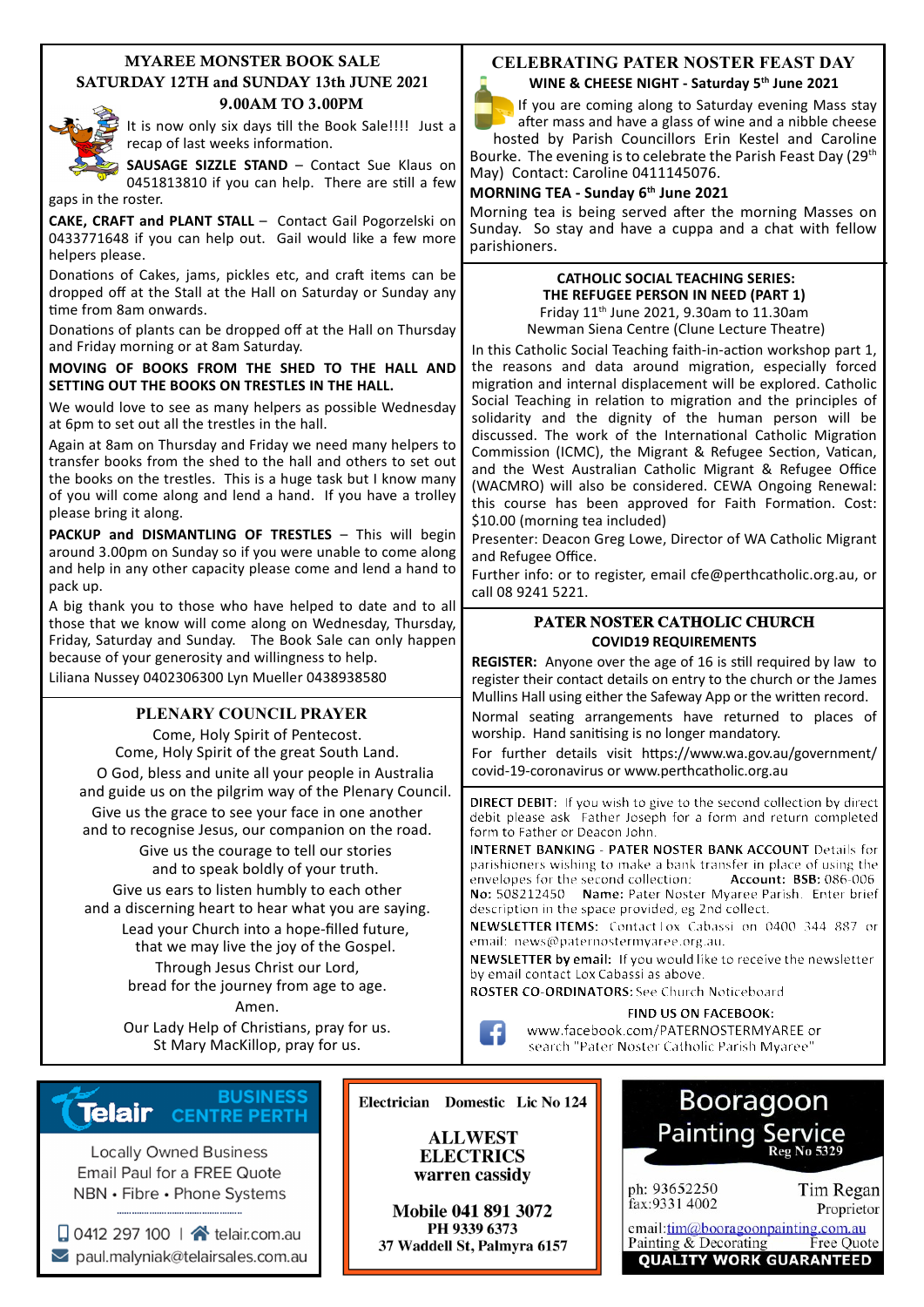## MYAREE MONSTER BOOK SALE
## SATURDAY 12TH and SUNDAY 13th JUNE 2021
### 9.00AM TO 3.00PM

It is now only six days till the Book Sale!!!! Just a recap of last weeks information.

**SAUSAGE SIZZLE STAND** – Contact Sue Klaus on 0451813810 if you can help. There are still a few gaps in the roster.

**CAKE, CRAFT and PLANT STALL** – Contact Gail Pogorzelski on 0433771648 if you can help out. Gail would like a few more helpers please.

Donations of Cakes, jams, pickles etc, and craft items can be dropped off at the Stall at the Hall on Saturday or Sunday any time from 8am onwards.

Donations of plants can be dropped off at the Hall on Thursday and Friday morning or at 8am Saturday.

**MOVING OF BOOKS FROM THE SHED TO THE HALL AND SETTING OUT THE BOOKS ON TRESTLES IN THE HALL.**

We would love to see as many helpers as possible Wednesday at 6pm to set out all the trestles in the hall.

Again at 8am on Thursday and Friday we need many helpers to transfer books from the shed to the hall and others to set out the books on the trestles. This is a huge task but I know many of you will come along and lend a hand. If you have a trolley please bring it along.

**PACKUP and DISMANTLING OF TRESTLES** – This will begin around 3.00pm on Sunday so if you were unable to come along and help in any other capacity please come and lend a hand to pack up.

A big thank you to those who have helped to date and to all those that we know will come along on Wednesday, Thursday, Friday, Saturday and Sunday. The Book Sale can only happen because of your generosity and willingness to help.

Liliana Nussey 0402306300 Lyn Mueller 0438938580

## PLENARY COUNCIL PRAYER

Come, Holy Spirit of Pentecost.
Come, Holy Spirit of the great South Land.
O God, bless and unite all your people in Australia
and guide us on the pilgrim way of the Plenary Council.
Give us the grace to see your face in one another
and to recognise Jesus, our companion on the road.
Give us the courage to tell our stories
and to speak boldly of your truth.
Give us ears to listen humbly to each other
and a discerning heart to hear what you are saying.
Lead your Church into a hope-filled future,
that we may live the joy of the Gospel.
Through Jesus Christ our Lord,
bread for the journey from age to age.
Amen.
Our Lady Help of Christians, pray for us.
St Mary MacKillop, pray for us.

## CELEBRATING PATER NOSTER FEAST DAY

**WINE & CHEESE NIGHT - Saturday 5th June 2021**

If you are coming along to Saturday evening Mass stay after mass and have a glass of wine and a nibble cheese hosted by Parish Councillors Erin Kestel and Caroline Bourke. The evening is to celebrate the Parish Feast Day (29th May) Contact: Caroline 0411145076.

**MORNING TEA - Sunday 6th June 2021**

Morning tea is being served after the morning Masses on Sunday. So stay and have a cuppa and a chat with fellow parishioners.

**CATHOLIC SOCIAL TEACHING SERIES:**
**THE REFUGEE PERSON IN NEED (PART 1)**
Friday 11th June 2021, 9.30am to 11.30am
Newman Siena Centre (Clune Lecture Theatre)

In this Catholic Social Teaching faith-in-action workshop part 1, the reasons and data around migration, especially forced migration and internal displacement will be explored. Catholic Social Teaching in relation to migration and the principles of solidarity and the dignity of the human person will be discussed. The work of the International Catholic Migration Commission (ICMC), the Migrant & Refugee Section, Vatican, and the West Australian Catholic Migrant & Refugee Office (WACMRO) will also be considered. CEWA Ongoing Renewal: this course has been approved for Faith Formation. Cost: $10.00 (morning tea included)

Presenter: Deacon Greg Lowe, Director of WA Catholic Migrant and Refugee Office.

Further info: or to register, email cfe@perthcatholic.org.au, or call 08 9241 5221.

## PATER NOSTER CATHOLIC CHURCH
**COVID19 REQUIREMENTS**

**REGISTER:** Anyone over the age of 16 is still required by law to register their contact details on entry to the church or the James Mullins Hall using either the Safeway App or the written record.

Normal seating arrangements have returned to places of worship. Hand sanitising is no longer mandatory.

For further details visit https://www.wa.gov.au/government/covid-19-coronavirus or www.perthcatholic.org.au

**DIRECT DEBIT**: If you wish to give to the second collection by direct debit please ask Father Joseph for a form and return completed form to Father or Deacon John.

**INTERNET BANKING - PATER NOSTER BANK ACCOUNT** Details for parishioners wishing to make a bank transfer in place of using the envelopes for the second collection: **Account: BSB:** 086-006 **No:** 508212450 **Name:** Pater Noster Myaree Parish. Enter brief description in the space provided, eg 2nd collect.

**NEWSLETTER ITEMS:** Contact Lox Cabassi on 0400 344 887 or email: news@paternostermyaree.org.au.

**NEWSLETTER by email:** If you would like to receive the newsletter by email contact Lox Cabassi as above.

**ROSTER CO-ORDINATORS:** See Church Noticeboard

**FIND US ON FACEBOOK:**
www.facebook.com/PATERNOSTERMYAREE or search "Pater Noster Catholic Parish Myaree"

---

**Telair BUSINESS CENTRE PERTH**
Locally Owned Business
Email Paul for a FREE Quote
NBN • Fibre • Phone Systems
0412 297 100 | telair.com.au
paul.malyniak@telairsales.com.au

**Electrician Domestic Lic No 124**
**ALLWEST ELECTRICS**
**warren cassidy**
**Mobile 041 891 3072**
**PH 9339 6373**
**37 Waddell St, Palmyra 6157**

**Booragoon Painting Service**
Reg No 5329
ph: 93652250
fax:9331 4002
Tim Regan
Proprietor
email: tim@booragoonpainting.com.au
Painting & Decorating Free Quote
**QUALITY WORK GUARANTEED**